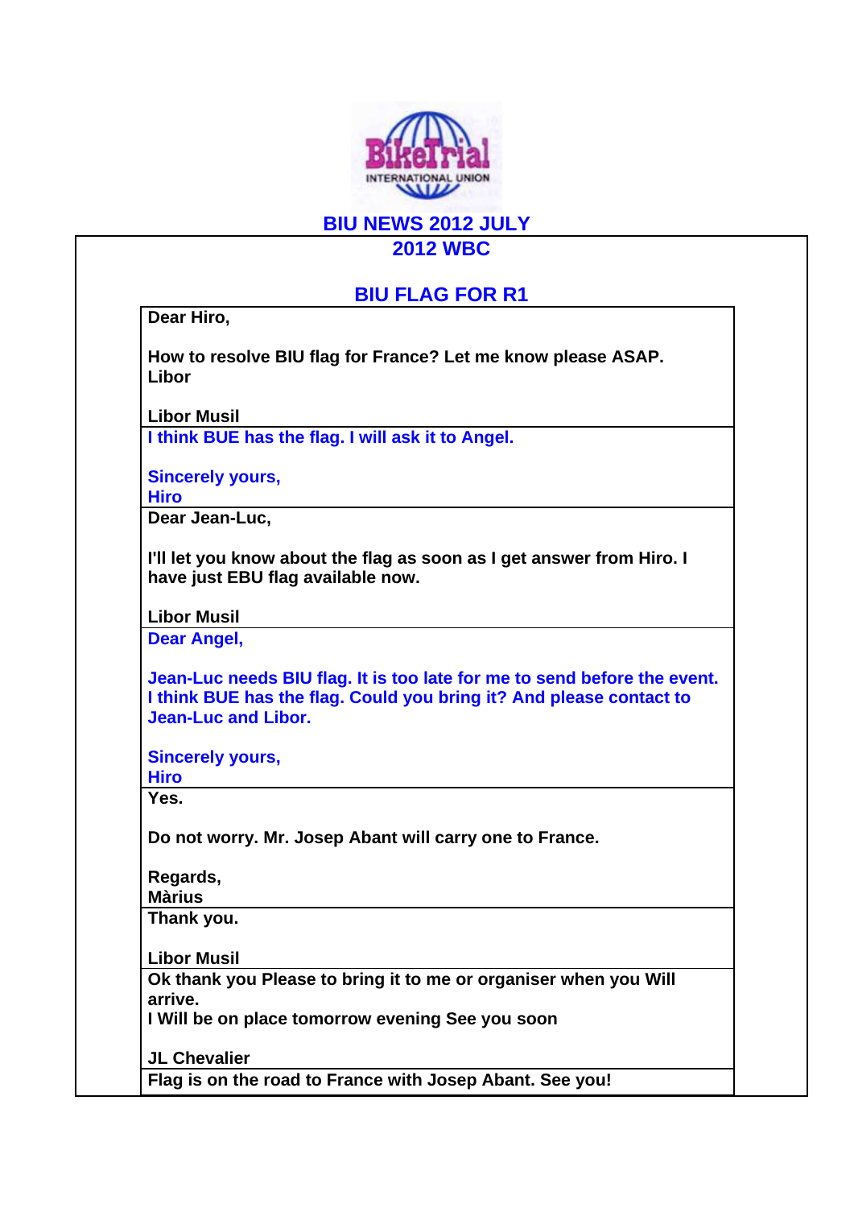# BIU NEWS 2012 JULY

## 2012 WBC

### BIU FLAG FOR R1

**Dear Hiro,**

**How to resolve BIU flag for France? Let me know please ASAP.**
**Libor**

**Libor Musil**

---

**I think BUE has the flag. I will ask it to Angel.**

**Sincerely yours,**
**Hiro**

---

**Dear Jean-Luc,**

**I'll let you know about the flag as soon as I get answer from Hiro. I have just EBU flag available now.**

**Libor Musil**

---

**Dear Angel,**

**Jean-Luc needs BIU flag. It is too late for me to send before the event. I think BUE has the flag. Could you bring it? And please contact to Jean-Luc and Libor.**

**Sincerely yours,**
**Hiro**

---

**Yes.**

**Do not worry. Mr. Josep Abant will carry one to France.**

**Regards,**
**Màrius**

---

**Thank you.**

**Libor Musil**

---

**Ok thank you Please to bring it to me or organiser when you Will arrive.**
**I Will be on place tomorrow evening See you soon**

**JL Chevalier**

---

**Flag is on the road to France with Josep Abant. See you!**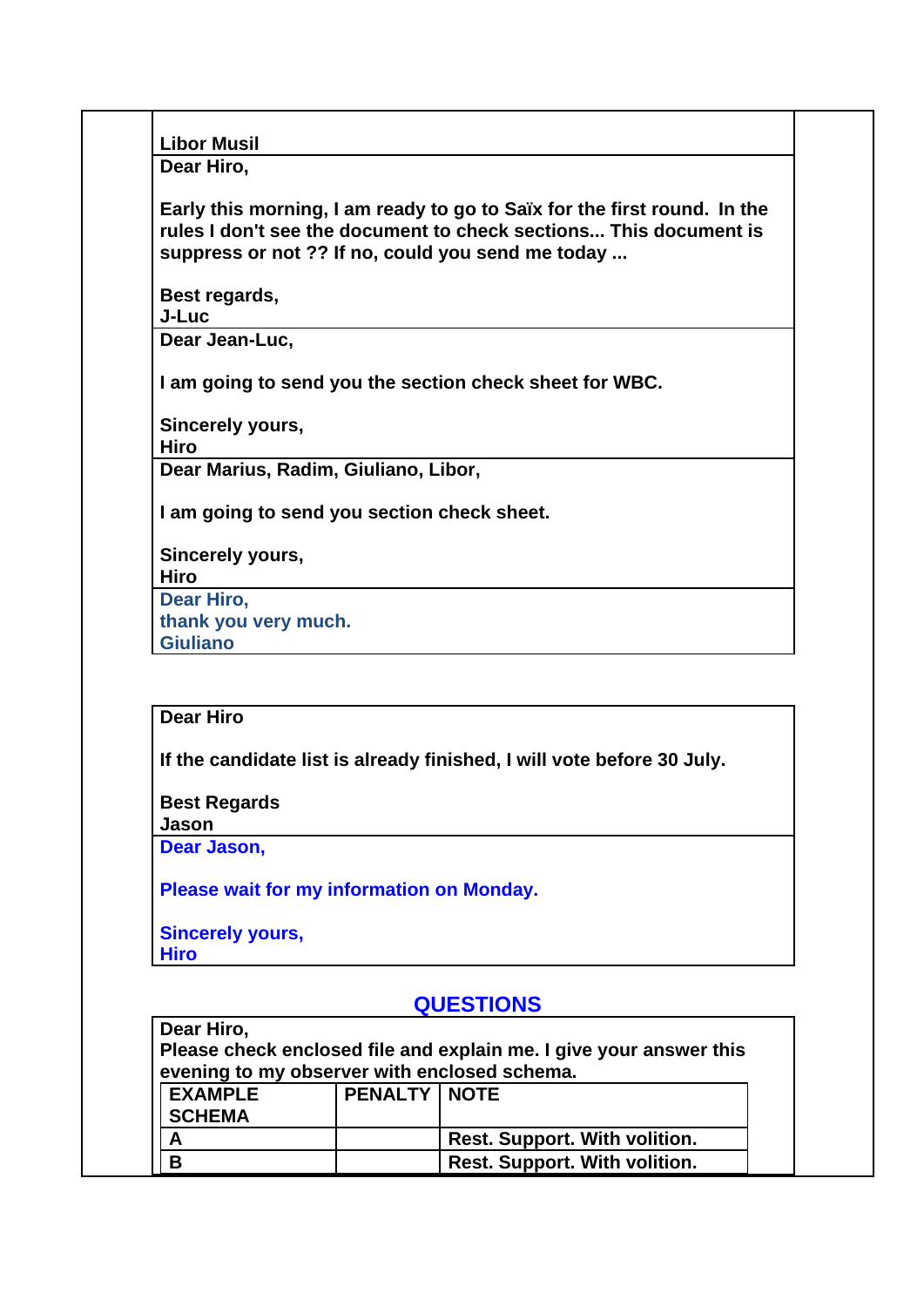**Libor Musil**

**Dear Hiro,**

**Early this morning, I am ready to go to Saïx for the first round. In the rules I don't see the document to check sections... This document is suppress or not ?? If no, could you send me today ...**

**Best regards,**
**J-Luc**

**Dear Jean-Luc,**

**I am going to send you the section check sheet for WBC.**

**Sincerely yours,**
**Hiro**

**Dear Marius, Radim, Giuliano, Libor,**

**I am going to send you section check sheet.**

**Sincerely yours,**
**Hiro**

**Dear Hiro,**
**thank you very much.**
**Giuliano**

---

**Dear Hiro**

**If the candidate list is already finished, I will vote before 30 July.**

**Best Regards**
**Jason**

**Dear Jason,**

**Please wait for my information on Monday.**

**Sincerely yours,**
**Hiro**

## QUESTIONS

**Dear Hiro,**
**Please check enclosed file and explain me. I give your answer this evening to my observer with enclosed schema.**

| EXAMPLE SCHEMA | PENALTY | NOTE |
|---|---|---|
| A | | Rest. Support. With volition. |
| B | | Rest. Support. With volition. |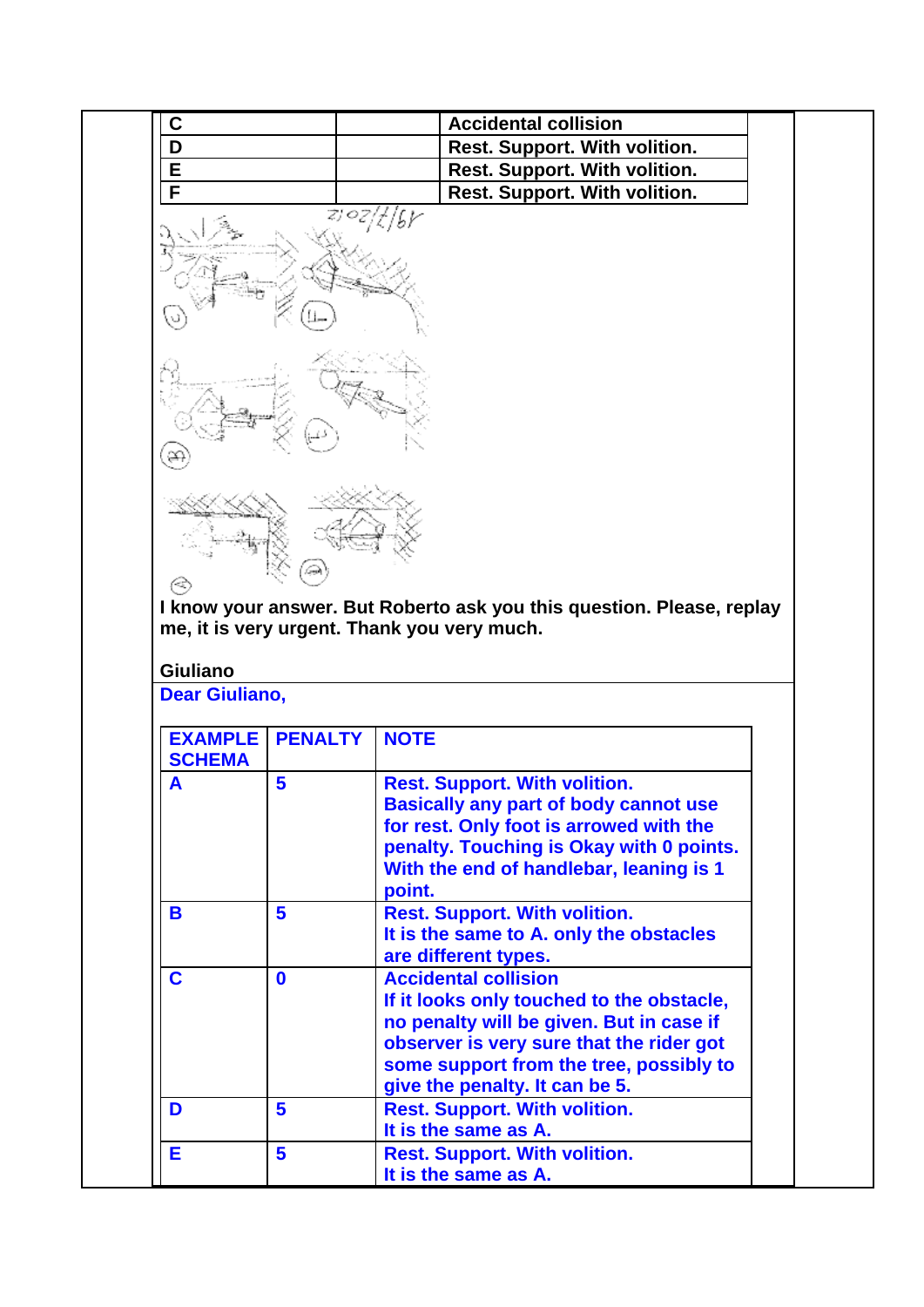| | | |
|---|---|---|
| C | | Accidental collision |
| D | | Rest. Support. With volition. |
| E | | Rest. Support. With volition. |
| F | | Rest. Support. With volition. |

I know your answer. But Roberto ask you this question. Please, replay me, it is very urgent. Thank you very much.

Giuliano

Dear Giuliano,

| EXAMPLE SCHEMA | PENALTY | NOTE |
|---|---|---|
| A | 5 | Rest. Support. With volition. Basically any part of body cannot use for rest. Only foot is arrowed with the penalty. Touching is Okay with 0 points. With the end of handlebar, leaning is 1 point. |
| B | 5 | Rest. Support. With volition. It is the same to A. only the obstacles are different types. |
| C | 0 | Accidental collision If it looks only touched to the obstacle, no penalty will be given. But in case if observer is very sure that the rider got some support from the tree, possibly to give the penalty. It can be 5. |
| D | 5 | Rest. Support. With volition. It is the same as A. |
| E | 5 | Rest. Support. With volition. It is the same as A. |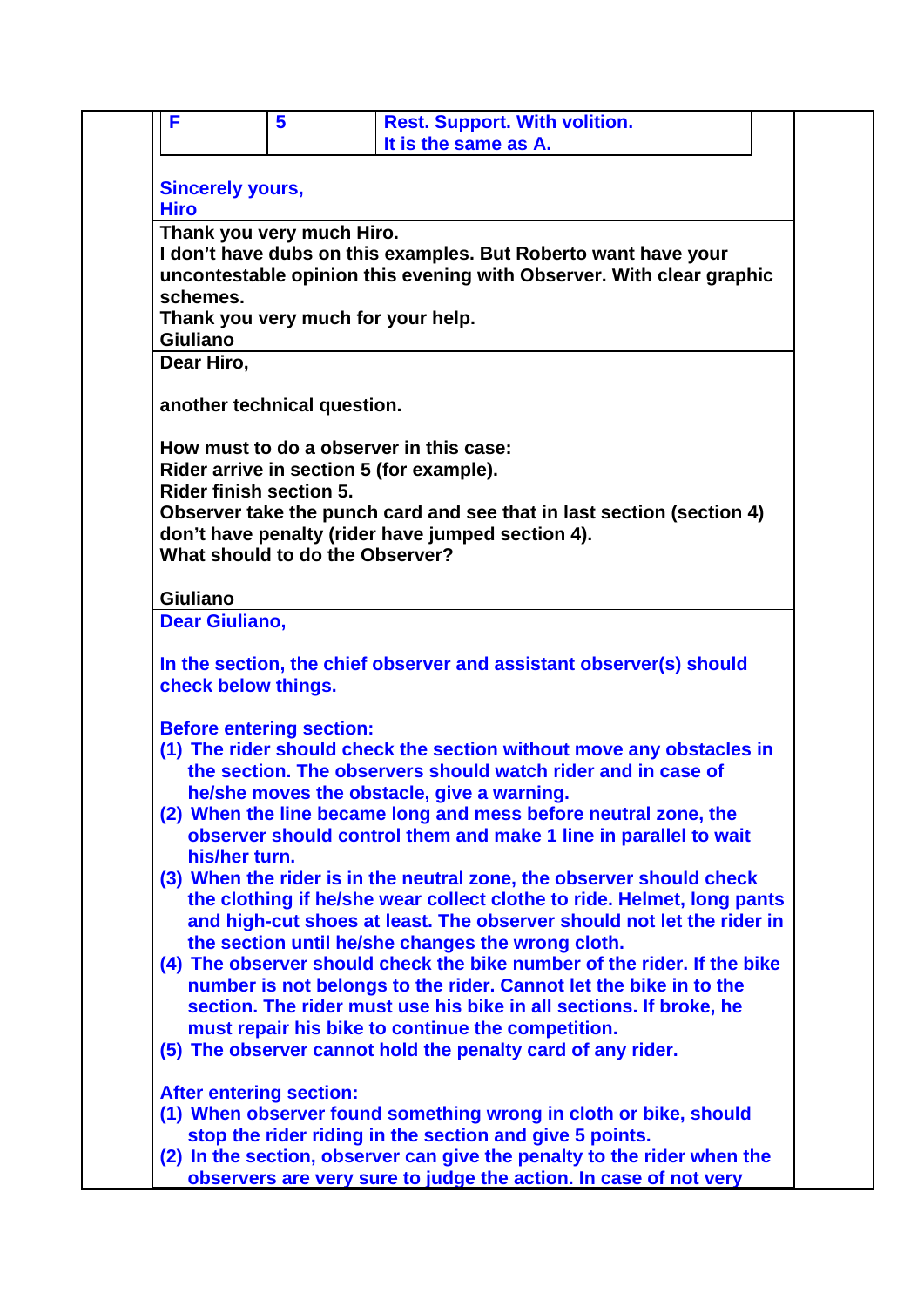| F | 5 | Rest. Support. With volition. It is the same as A. |
|---|---|---|

Sincerely yours,
Hiro

Thank you very much Hiro.
I don't have dubs on this examples. But Roberto want have your uncontestable opinion this evening with Observer. With clear graphic schemes.
Thank you very much for your help.
Giuliano

Dear Hiro,

another technical question.

How must to do a observer in this case:
Rider arrive in section 5 (for example).
Rider finish section 5.
Observer take the punch card and see that in last section (section 4) don't have penalty (rider have jumped section 4).
What should to do the Observer?

Giuliano

Dear Giuliano,

In the section, the chief observer and assistant observer(s) should check below things.

Before entering section:

(1) The rider should check the section without move any obstacles in the section. The observers should watch rider and in case of he/she moves the obstacle, give a warning.
(2) When the line became long and mess before neutral zone, the observer should control them and make 1 line in parallel to wait his/her turn.
(3) When the rider is in the neutral zone, the observer should check the clothing if he/she wear collect clothe to ride. Helmet, long pants and high-cut shoes at least. The observer should not let the rider in the section until he/she changes the wrong cloth.
(4) The observer should check the bike number of the rider. If the bike number is not belongs to the rider. Cannot let the bike in to the section. The rider must use his bike in all sections. If broke, he must repair his bike to continue the competition.
(5) The observer cannot hold the penalty card of any rider.

After entering section:

(1) When observer found something wrong in cloth or bike, should stop the rider riding in the section and give 5 points.
(2) In the section, observer can give the penalty to the rider when the observers are very sure to judge the action. In case of not very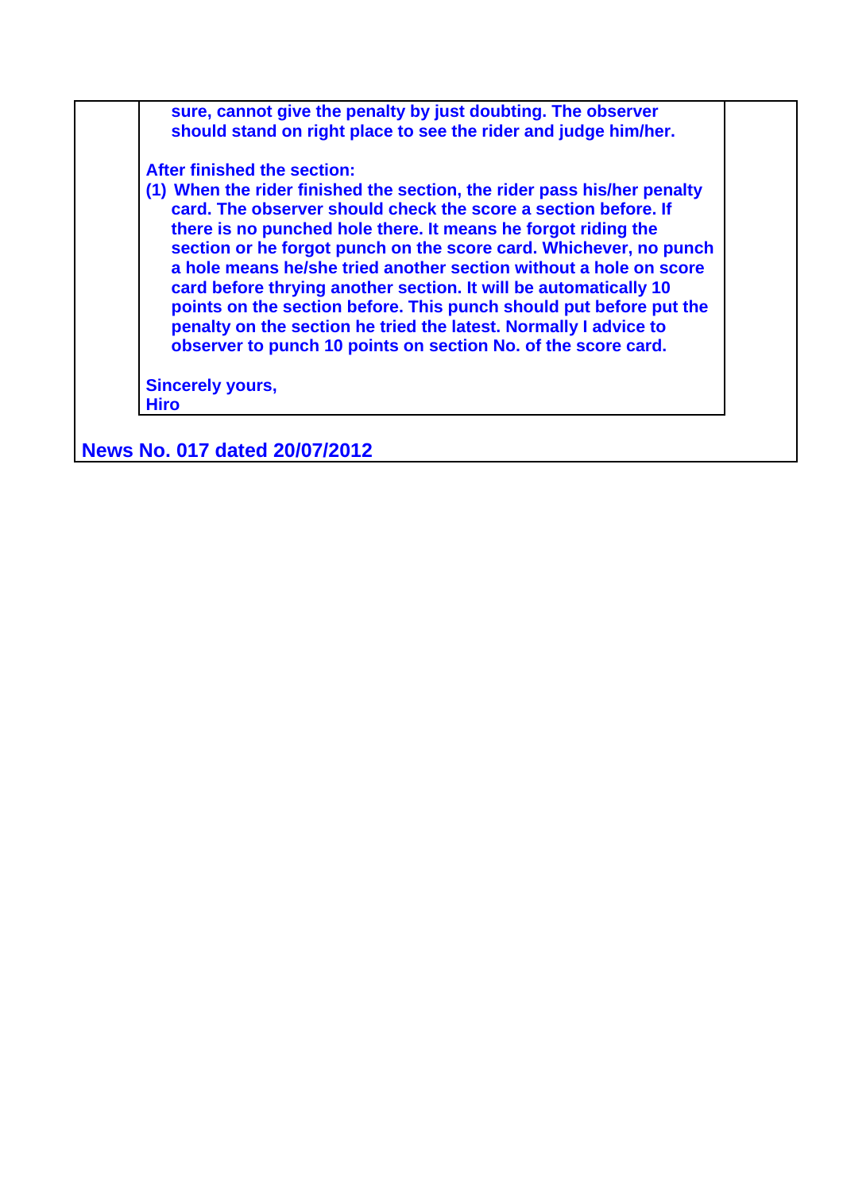**sure, cannot give the penalty by just doubting. The observer should stand on right place to see the rider and judge him/her.**

**After finished the section:**

**(1) When the rider finished the section, the rider pass his/her penalty card. The observer should check the score a section before. If there is no punched hole there. It means he forgot riding the section or he forgot punch on the score card. Whichever, no punch a hole means he/she tried another section without a hole on score card before thrying another section. It will be automatically 10 points on the section before. This punch should put before put the penalty on the section he tried the latest. Normally I advice to observer to punch 10 points on section No. of the score card.**

**Sincerely yours,**
**Hiro**

**News No. 017 dated 20/07/2012**